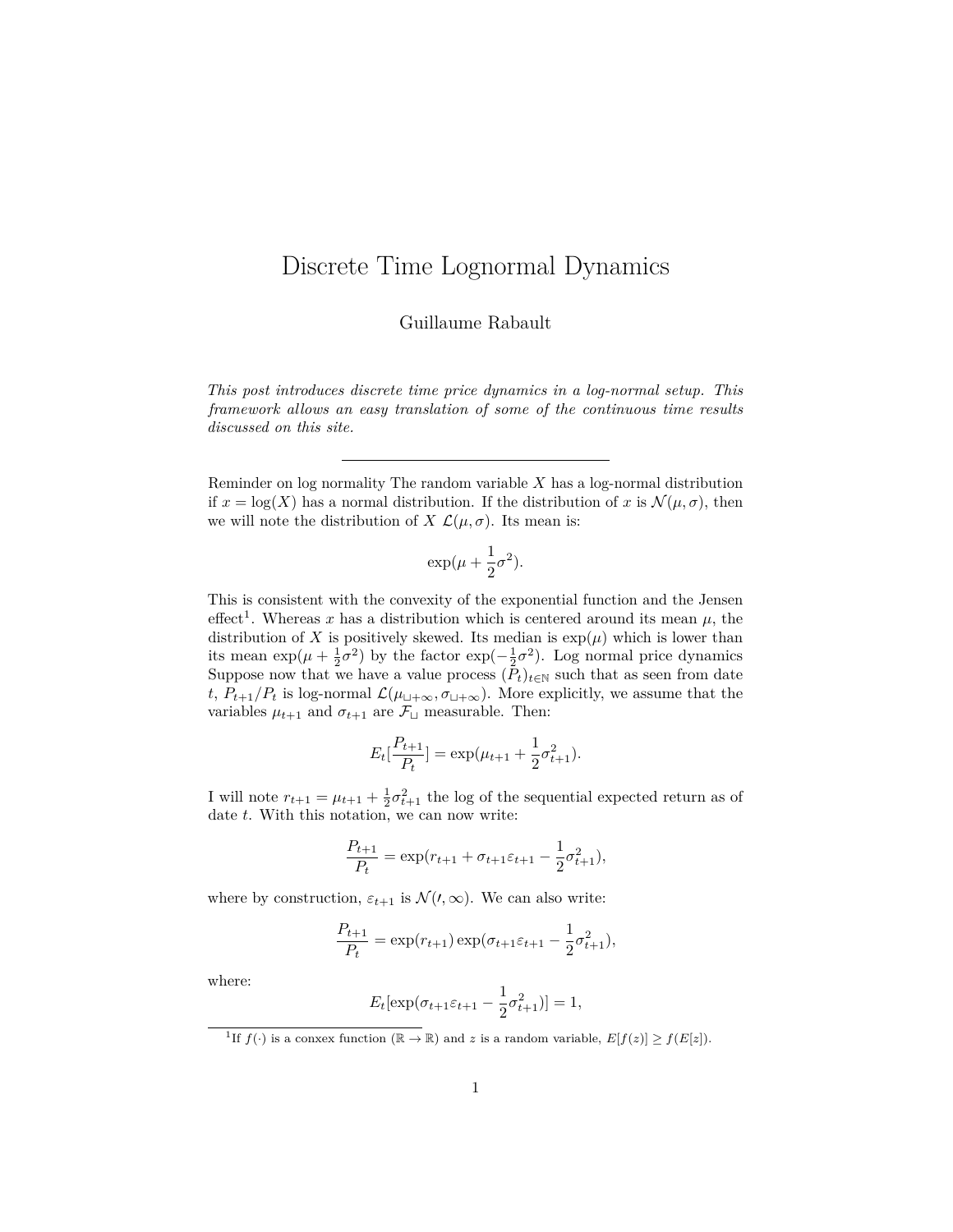# Discrete Time Lognormal Dynamics

Guillaume Rabault

*This post introduces discrete time price dynamics in a log-normal setup. This framework allows an easy translation of some of the continuous time results discussed on this site.*

---

Reminder on log normality The random variable $X$ has a log-normal distribution if $x = \log(X)$ has a normal distribution. If the distribution of $x$ is $\mathcal{N}(\mu, \sigma)$, then we will note the distribution of $X$ $\mathcal{L}(\mu, \sigma)$. Its mean is:

$$\exp(\mu + \frac{1}{2}\sigma^2).$$

This is consistent with the convexity of the exponential function and the Jensen effect[1]. Whereas $x$ has a distribution which is centered around its mean $\mu$, the distribution of $X$ is positively skewed. Its median is $\exp(\mu)$ which is lower than its mean $\exp(\mu + \frac{1}{2}\sigma^2)$ by the factor $\exp(-\frac{1}{2}\sigma^2)$. Log normal price dynamics Suppose now that we have a value process $(P_t)_{t\in\mathbb{N}}$ such that as seen from date $t$, $P_{t+1}/P_t$ is log-normal $\mathcal{L}(\mu_{\sqcup+\infty}, \sigma_{\sqcup+\infty})$. More explicitly, we assume that the variables $\mu_{t+1}$ and $\sigma_{t+1}$ are $\mathcal{F}_{\sqcup}$ measurable. Then:

$$E_t[\frac{P_{t+1}}{P_t}] = \exp(\mu_{t+1} + \frac{1}{2}\sigma_{t+1}^2).$$

I will note $r_{t+1} = \mu_{t+1} + \frac{1}{2}\sigma_{t+1}^2$ the log of the sequential expected return as of date $t$. With this notation, we can now write:

$$\frac{P_{t+1}}{P_t} = \exp(r_{t+1} + \sigma_{t+1}\varepsilon_{t+1} - \frac{1}{2}\sigma_{t+1}^2),$$

where by construction, $\varepsilon_{t+1}$ is $\mathcal{N}(\prime, \infty)$. We can also write:

$$\frac{P_{t+1}}{P_t} = \exp(r_{t+1})\exp(\sigma_{t+1}\varepsilon_{t+1} - \frac{1}{2}\sigma_{t+1}^2),$$

where:

$$E_t[\exp(\sigma_{t+1}\varepsilon_{t+1} - \frac{1}{2}\sigma_{t+1}^2)] = 1,$$

[1] If $f(\cdot)$ is a conxex function ($\mathbb{R} \to \mathbb{R}$) and $z$ is a random variable, $E[f(z)] \geq f(E[z])$.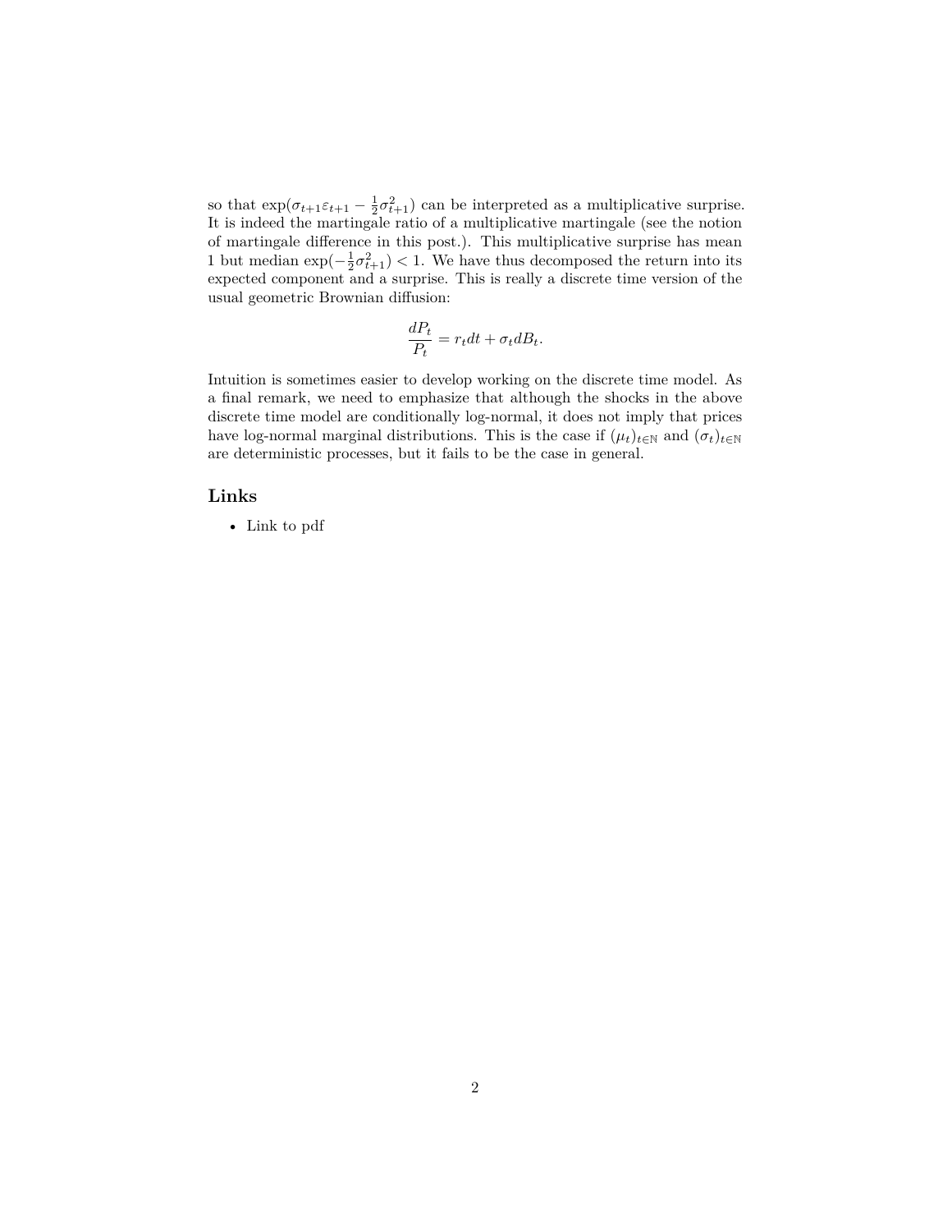so that $\exp(\sigma_{t+1}\varepsilon_{t+1} - \frac{1}{2}\sigma_{t+1}^2)$ can be interpreted as a multiplicative surprise. It is indeed the martingale ratio of a multiplicative martingale (see the notion of martingale difference in this post.). This multiplicative surprise has mean 1 but median $\exp(-\frac{1}{2}\sigma_{t+1}^2) < 1$. We have thus decomposed the return into its expected component and a surprise. This is really a discrete time version of the usual geometric Brownian diffusion:

$$\frac{dP_t}{P_t} = r_t dt + \sigma_t dB_t.$$

Intuition is sometimes easier to develop working on the discrete time model. As a final remark, we need to emphasize that although the shocks in the above discrete time model are conditionally log-normal, it does not imply that prices have log-normal marginal distributions. This is the case if $(\mu_t)_{t\in\mathbb{N}}$ and $(\sigma_t)_{t\in\mathbb{N}}$ are deterministic processes, but it fails to be the case in general.

## Links

- Link to pdf